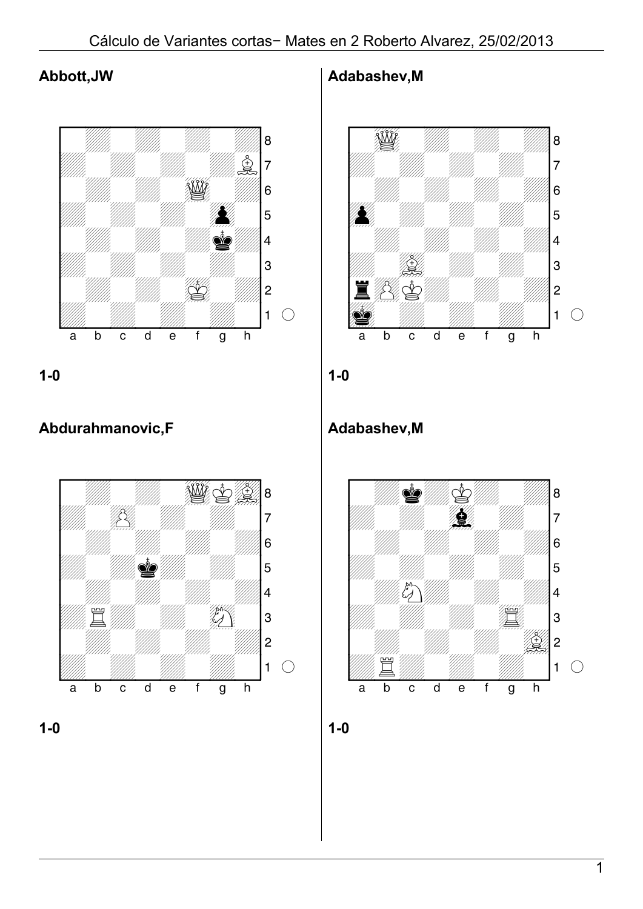Cálculo de Variantes cortas− Mates en 2 Roberto Alvarez, 25/02/2013

## Abbott,JW

1-0

## Adabashev,M

1-0

## Abdurahmanovic,F

1-0

## Adabashev,M

1-0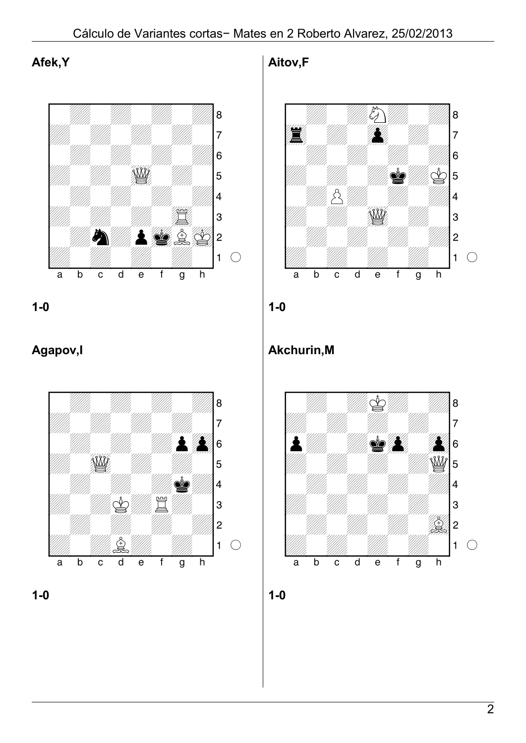## Afek,Y

1-0

## Aitov,F

1-0

## Agapov,I

1-0

## Akchurin,M

1-0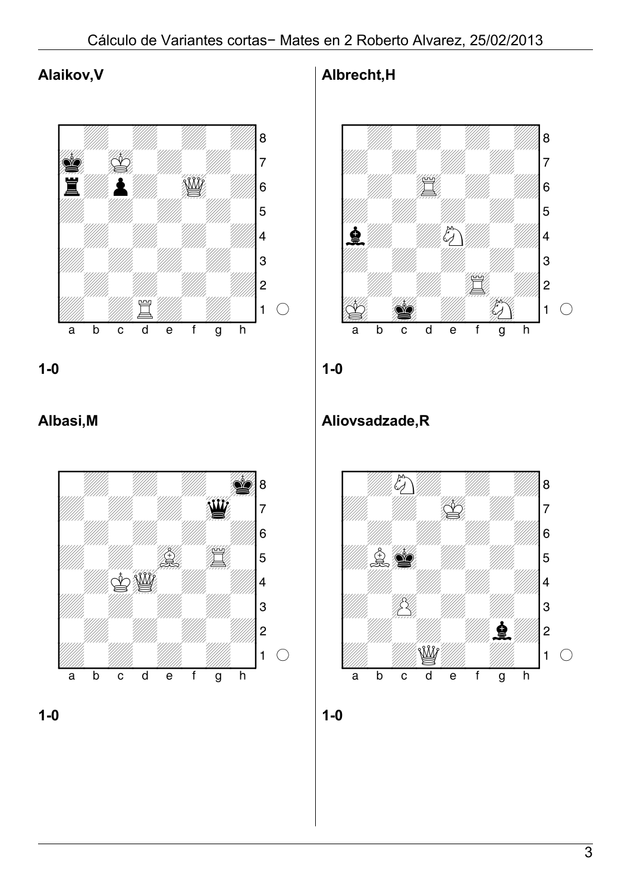## Alaikov,V

1-0

## Albrecht,H

1-0

## Albasi,M

1-0

## Aliovsadzade,R

1-0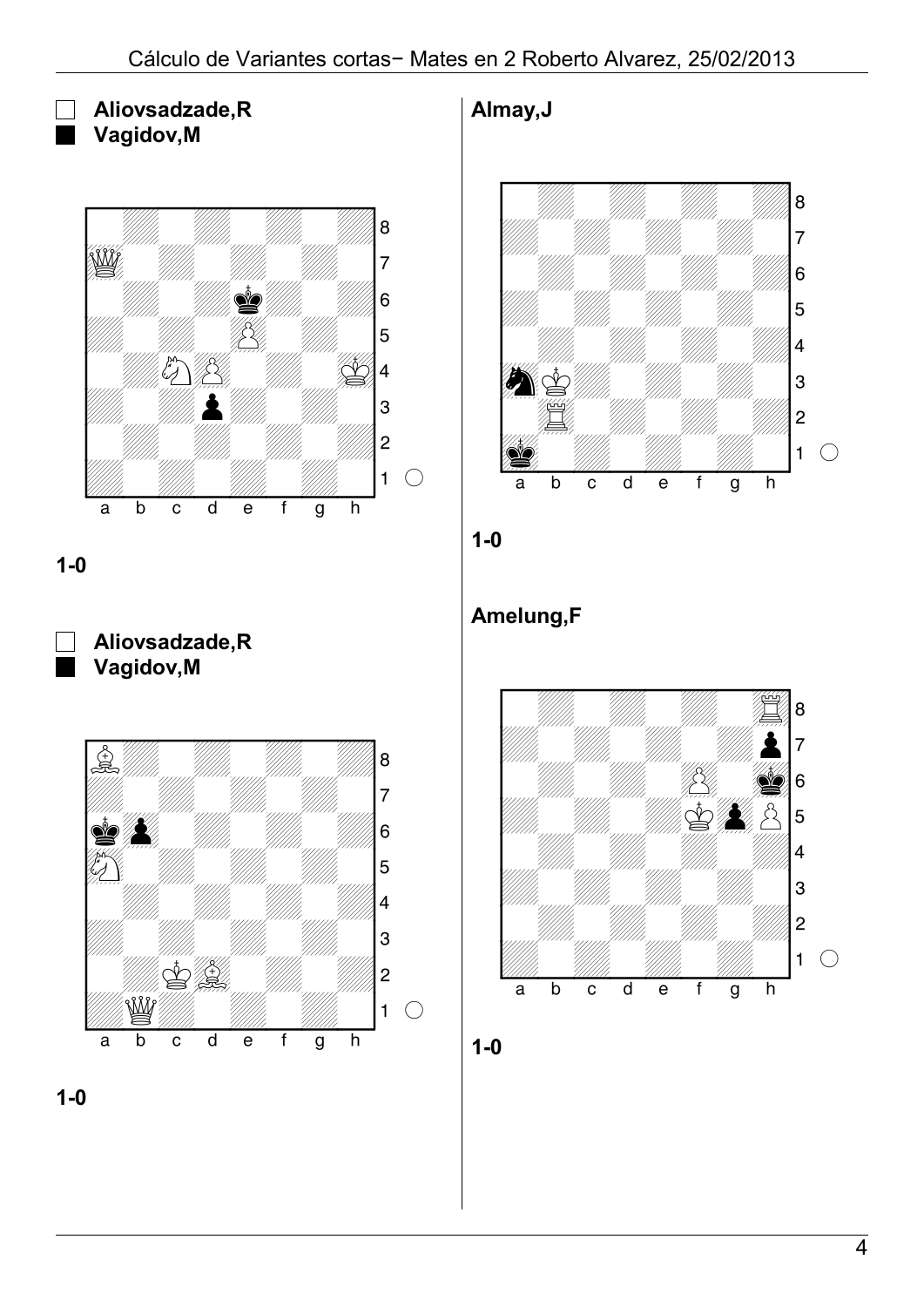**Aliovsadzade,R**
**Vagidov,M**

1-0

**Aliovsadzade,R**
**Vagidov,M**

1-0

**Almay,J**

1-0

**Amelung,F**

1-0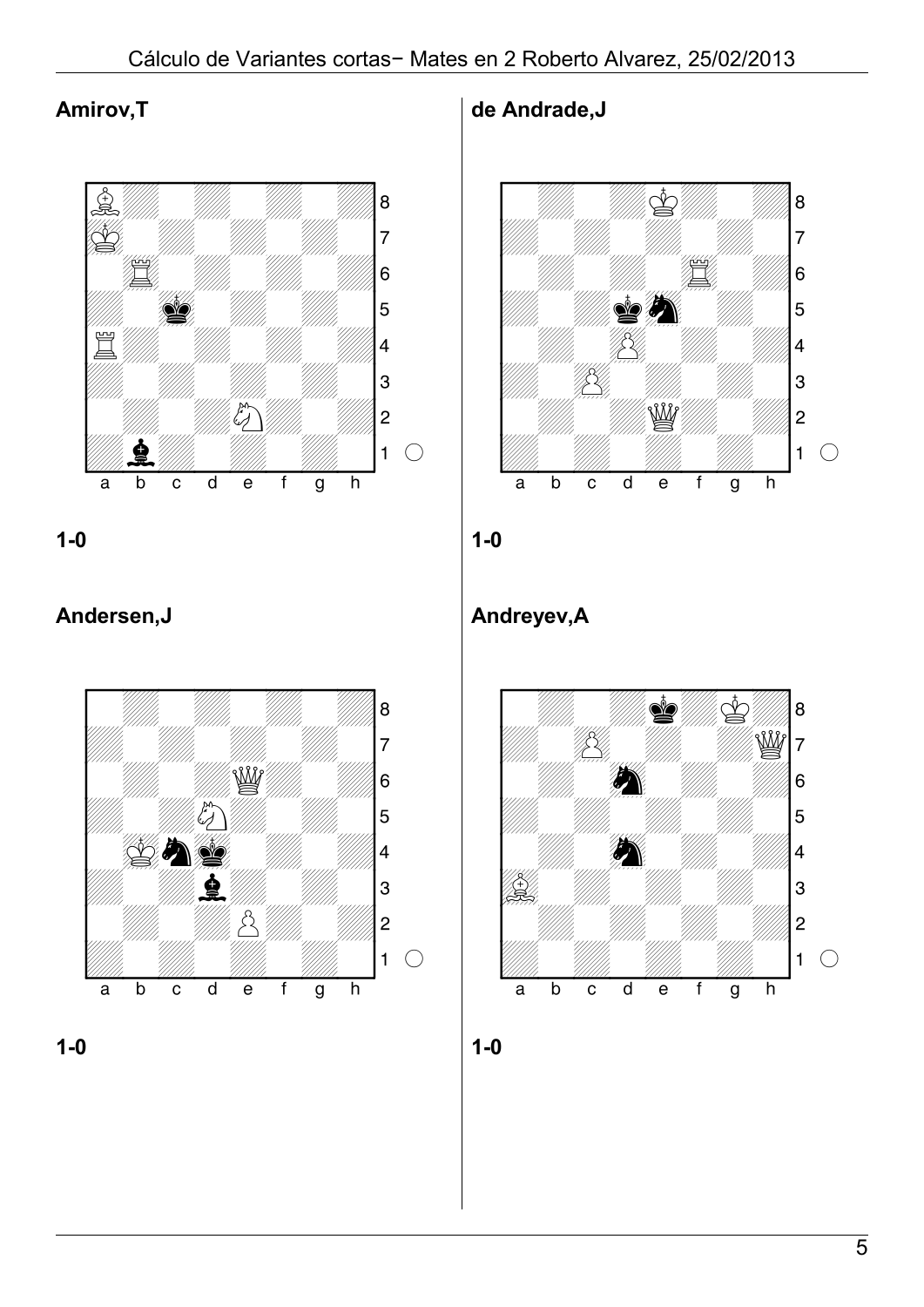## Amirov,T

1-0

## de Andrade,J

1-0

## Andersen,J

1-0

## Andreyev,A

1-0